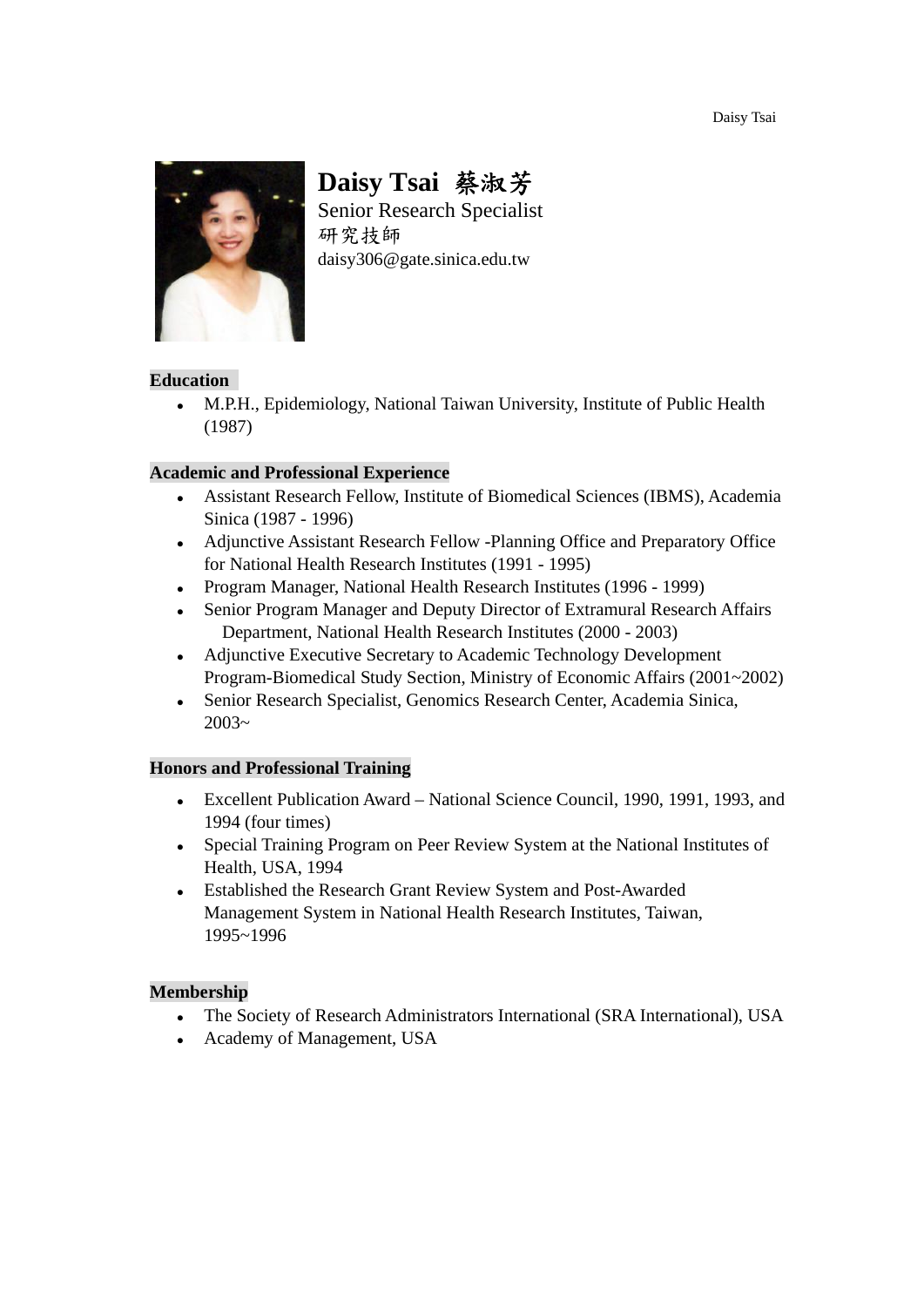# Daisy Tsai 蔡淑芳

Senior Research Specialist
研究技師
daisy306@gate.sinica.edu.tw

## Education

- M.P.H., Epidemiology, National Taiwan University, Institute of Public Health (1987)

## Academic and Professional Experience

- Assistant Research Fellow, Institute of Biomedical Sciences (IBMS), Academia Sinica (1987 - 1996)
- Adjunctive Assistant Research Fellow -Planning Office and Preparatory Office for National Health Research Institutes (1991 - 1995)
- Program Manager, National Health Research Institutes (1996 - 1999)
- Senior Program Manager and Deputy Director of Extramural Research Affairs Department, National Health Research Institutes (2000 - 2003)
- Adjunctive Executive Secretary to Academic Technology Development Program-Biomedical Study Section, Ministry of Economic Affairs (2001~2002)
- Senior Research Specialist, Genomics Research Center, Academia Sinica, 2003~

## Honors and Professional Training

- Excellent Publication Award – National Science Council, 1990, 1991, 1993, and 1994 (four times)
- Special Training Program on Peer Review System at the National Institutes of Health, USA, 1994
- Established the Research Grant Review System and Post-Awarded Management System in National Health Research Institutes, Taiwan, 1995~1996

## Membership

- The Society of Research Administrators International (SRA International), USA
- Academy of Management, USA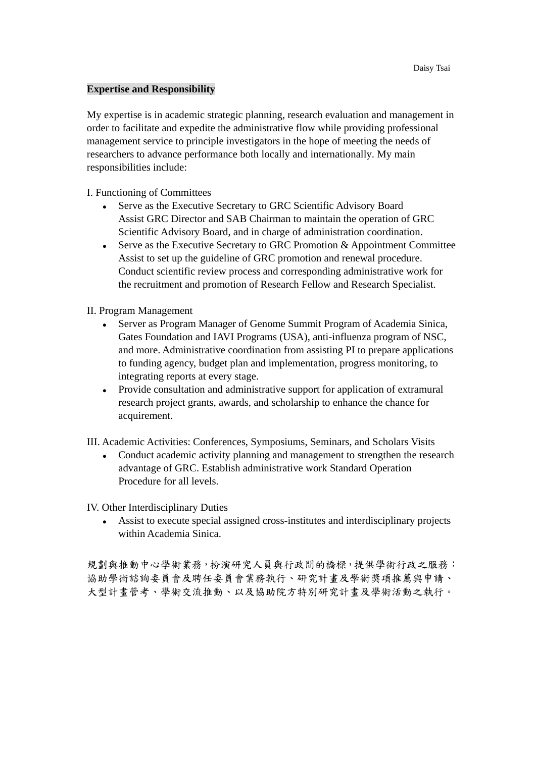Daisy Tsai

**Expertise and Responsibility**

My expertise is in academic strategic planning, research evaluation and management in order to facilitate and expedite the administrative flow while providing professional management service to principle investigators in the hope of meeting the needs of researchers to advance performance both locally and internationally. My main responsibilities include:

I. Functioning of Committees

- Serve as the Executive Secretary to GRC Scientific Advisory Board
  Assist GRC Director and SAB Chairman to maintain the operation of GRC Scientific Advisory Board, and in charge of administration coordination.
- Serve as the Executive Secretary to GRC Promotion & Appointment Committee
  Assist to set up the guideline of GRC promotion and renewal procedure. Conduct scientific review process and corresponding administrative work for the recruitment and promotion of Research Fellow and Research Specialist.

II. Program Management

- Server as Program Manager of Genome Summit Program of Academia Sinica, Gates Foundation and IAVI Programs (USA), anti-influenza program of NSC, and more. Administrative coordination from assisting PI to prepare applications to funding agency, budget plan and implementation, progress monitoring, to integrating reports at every stage.
- Provide consultation and administrative support for application of extramural research project grants, awards, and scholarship to enhance the chance for acquirement.

III. Academic Activities: Conferences, Symposiums, Seminars, and Scholars Visits

- Conduct academic activity planning and management to strengthen the research advantage of GRC. Establish administrative work Standard Operation Procedure for all levels.

IV. Other Interdisciplinary Duties

- Assist to execute special assigned cross-institutes and interdisciplinary projects within Academia Sinica.

規劃與推動中心學術業務，扮演研究人員與行政間的橋樑，提供學術行政之服務：協助學術諮詢委員會及聘任委員會業務執行、研究計畫及學術獎項推薦與申請、大型計畫管考、學術交流推動、以及協助院方特別研究計畫及學術活動之執行。